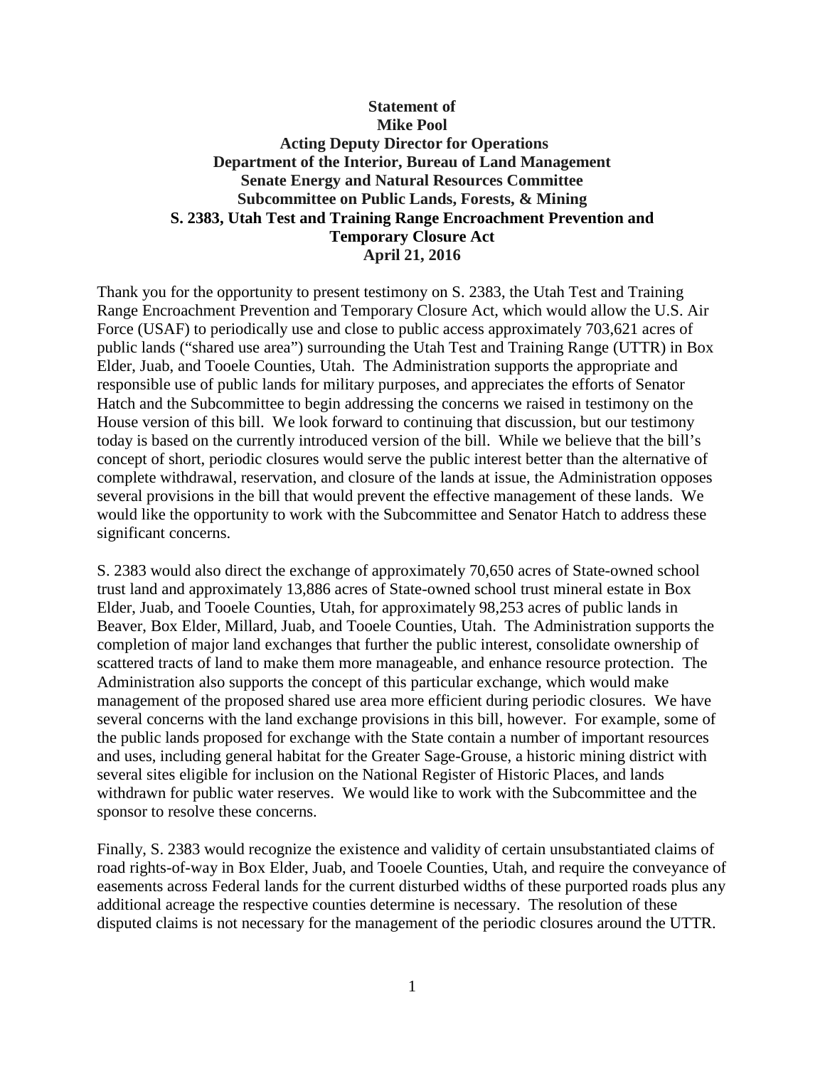**Statement of**
**Mike Pool**
**Acting Deputy Director for Operations**
**Department of the Interior, Bureau of Land Management**
**Senate Energy and Natural Resources Committee**
**Subcommittee on Public Lands, Forests, & Mining**
**S. 2383, Utah Test and Training Range Encroachment Prevention and Temporary Closure Act**
**April 21, 2016**

Thank you for the opportunity to present testimony on S. 2383, the Utah Test and Training Range Encroachment Prevention and Temporary Closure Act, which would allow the U.S. Air Force (USAF) to periodically use and close to public access approximately 703,621 acres of public lands ("shared use area") surrounding the Utah Test and Training Range (UTTR) in Box Elder, Juab, and Tooele Counties, Utah. The Administration supports the appropriate and responsible use of public lands for military purposes, and appreciates the efforts of Senator Hatch and the Subcommittee to begin addressing the concerns we raised in testimony on the House version of this bill. We look forward to continuing that discussion, but our testimony today is based on the currently introduced version of the bill. While we believe that the bill's concept of short, periodic closures would serve the public interest better than the alternative of complete withdrawal, reservation, and closure of the lands at issue, the Administration opposes several provisions in the bill that would prevent the effective management of these lands. We would like the opportunity to work with the Subcommittee and Senator Hatch to address these significant concerns.

S. 2383 would also direct the exchange of approximately 70,650 acres of State-owned school trust land and approximately 13,886 acres of State-owned school trust mineral estate in Box Elder, Juab, and Tooele Counties, Utah, for approximately 98,253 acres of public lands in Beaver, Box Elder, Millard, Juab, and Tooele Counties, Utah. The Administration supports the completion of major land exchanges that further the public interest, consolidate ownership of scattered tracts of land to make them more manageable, and enhance resource protection. The Administration also supports the concept of this particular exchange, which would make management of the proposed shared use area more efficient during periodic closures. We have several concerns with the land exchange provisions in this bill, however. For example, some of the public lands proposed for exchange with the State contain a number of important resources and uses, including general habitat for the Greater Sage-Grouse, a historic mining district with several sites eligible for inclusion on the National Register of Historic Places, and lands withdrawn for public water reserves. We would like to work with the Subcommittee and the sponsor to resolve these concerns.

Finally, S. 2383 would recognize the existence and validity of certain unsubstantiated claims of road rights-of-way in Box Elder, Juab, and Tooele Counties, Utah, and require the conveyance of easements across Federal lands for the current disturbed widths of these purported roads plus any additional acreage the respective counties determine is necessary. The resolution of these disputed claims is not necessary for the management of the periodic closures around the UTTR.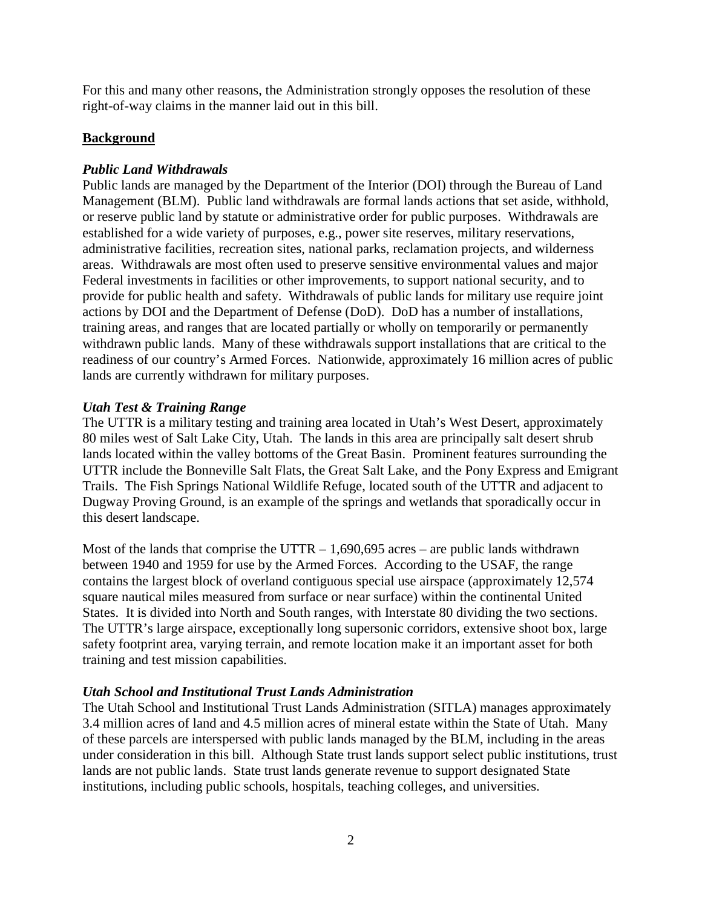For this and many other reasons, the Administration strongly opposes the resolution of these right-of-way claims in the manner laid out in this bill.

## Background

### *Public Land Withdrawals*

Public lands are managed by the Department of the Interior (DOI) through the Bureau of Land Management (BLM). Public land withdrawals are formal lands actions that set aside, withhold, or reserve public land by statute or administrative order for public purposes. Withdrawals are established for a wide variety of purposes, e.g., power site reserves, military reservations, administrative facilities, recreation sites, national parks, reclamation projects, and wilderness areas. Withdrawals are most often used to preserve sensitive environmental values and major Federal investments in facilities or other improvements, to support national security, and to provide for public health and safety. Withdrawals of public lands for military use require joint actions by DOI and the Department of Defense (DoD). DoD has a number of installations, training areas, and ranges that are located partially or wholly on temporarily or permanently withdrawn public lands. Many of these withdrawals support installations that are critical to the readiness of our country's Armed Forces. Nationwide, approximately 16 million acres of public lands are currently withdrawn for military purposes.

### *Utah Test & Training Range*

The UTTR is a military testing and training area located in Utah's West Desert, approximately 80 miles west of Salt Lake City, Utah. The lands in this area are principally salt desert shrub lands located within the valley bottoms of the Great Basin. Prominent features surrounding the UTTR include the Bonneville Salt Flats, the Great Salt Lake, and the Pony Express and Emigrant Trails. The Fish Springs National Wildlife Refuge, located south of the UTTR and adjacent to Dugway Proving Ground, is an example of the springs and wetlands that sporadically occur in this desert landscape.

Most of the lands that comprise the UTTR – 1,690,695 acres – are public lands withdrawn between 1940 and 1959 for use by the Armed Forces. According to the USAF, the range contains the largest block of overland contiguous special use airspace (approximately 12,574 square nautical miles measured from surface or near surface) within the continental United States. It is divided into North and South ranges, with Interstate 80 dividing the two sections. The UTTR's large airspace, exceptionally long supersonic corridors, extensive shoot box, large safety footprint area, varying terrain, and remote location make it an important asset for both training and test mission capabilities.

### *Utah School and Institutional Trust Lands Administration*

The Utah School and Institutional Trust Lands Administration (SITLA) manages approximately 3.4 million acres of land and 4.5 million acres of mineral estate within the State of Utah. Many of these parcels are interspersed with public lands managed by the BLM, including in the areas under consideration in this bill. Although State trust lands support select public institutions, trust lands are not public lands. State trust lands generate revenue to support designated State institutions, including public schools, hospitals, teaching colleges, and universities.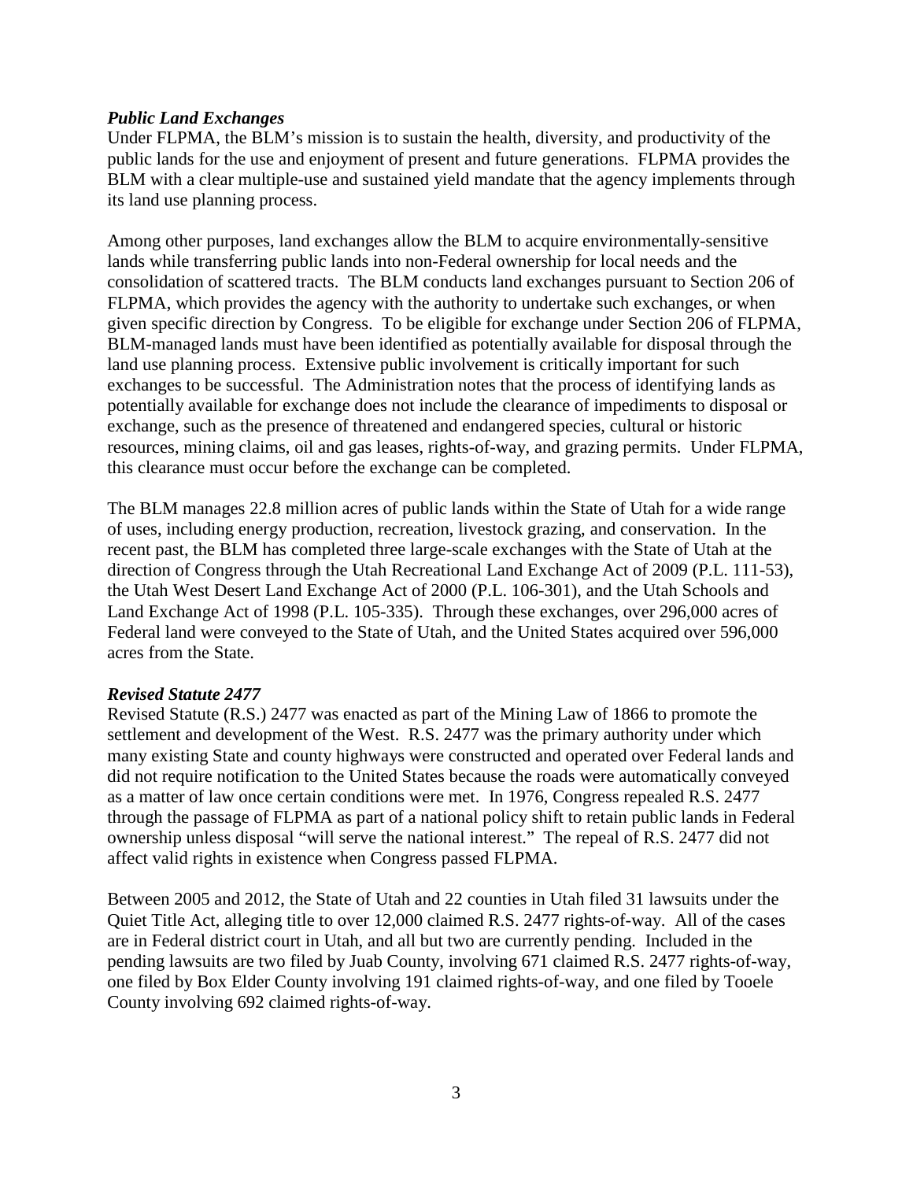***Public Land Exchanges***

Under FLPMA, the BLM's mission is to sustain the health, diversity, and productivity of the public lands for the use and enjoyment of present and future generations. FLPMA provides the BLM with a clear multiple-use and sustained yield mandate that the agency implements through its land use planning process.

Among other purposes, land exchanges allow the BLM to acquire environmentally-sensitive lands while transferring public lands into non-Federal ownership for local needs and the consolidation of scattered tracts. The BLM conducts land exchanges pursuant to Section 206 of FLPMA, which provides the agency with the authority to undertake such exchanges, or when given specific direction by Congress. To be eligible for exchange under Section 206 of FLPMA, BLM-managed lands must have been identified as potentially available for disposal through the land use planning process. Extensive public involvement is critically important for such exchanges to be successful. The Administration notes that the process of identifying lands as potentially available for exchange does not include the clearance of impediments to disposal or exchange, such as the presence of threatened and endangered species, cultural or historic resources, mining claims, oil and gas leases, rights-of-way, and grazing permits. Under FLPMA, this clearance must occur before the exchange can be completed.

The BLM manages 22.8 million acres of public lands within the State of Utah for a wide range of uses, including energy production, recreation, livestock grazing, and conservation. In the recent past, the BLM has completed three large-scale exchanges with the State of Utah at the direction of Congress through the Utah Recreational Land Exchange Act of 2009 (P.L. 111-53), the Utah West Desert Land Exchange Act of 2000 (P.L. 106-301), and the Utah Schools and Land Exchange Act of 1998 (P.L. 105-335). Through these exchanges, over 296,000 acres of Federal land were conveyed to the State of Utah, and the United States acquired over 596,000 acres from the State.

***Revised Statute 2477***

Revised Statute (R.S.) 2477 was enacted as part of the Mining Law of 1866 to promote the settlement and development of the West. R.S. 2477 was the primary authority under which many existing State and county highways were constructed and operated over Federal lands and did not require notification to the United States because the roads were automatically conveyed as a matter of law once certain conditions were met. In 1976, Congress repealed R.S. 2477 through the passage of FLPMA as part of a national policy shift to retain public lands in Federal ownership unless disposal "will serve the national interest." The repeal of R.S. 2477 did not affect valid rights in existence when Congress passed FLPMA.

Between 2005 and 2012, the State of Utah and 22 counties in Utah filed 31 lawsuits under the Quiet Title Act, alleging title to over 12,000 claimed R.S. 2477 rights-of-way. All of the cases are in Federal district court in Utah, and all but two are currently pending. Included in the pending lawsuits are two filed by Juab County, involving 671 claimed R.S. 2477 rights-of-way, one filed by Box Elder County involving 191 claimed rights-of-way, and one filed by Tooele County involving 692 claimed rights-of-way.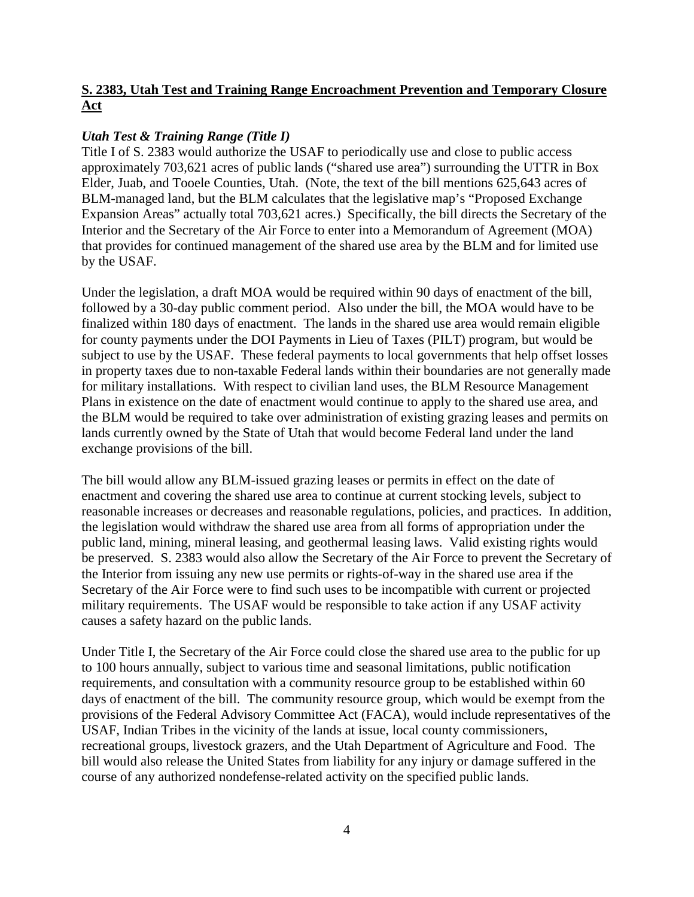**S. 2383, Utah Test and Training Range Encroachment Prevention and Temporary Closure Act**

***Utah Test & Training Range (Title I)***

Title I of S. 2383 would authorize the USAF to periodically use and close to public access approximately 703,621 acres of public lands ("shared use area") surrounding the UTTR in Box Elder, Juab, and Tooele Counties, Utah. (Note, the text of the bill mentions 625,643 acres of BLM-managed land, but the BLM calculates that the legislative map's "Proposed Exchange Expansion Areas" actually total 703,621 acres.) Specifically, the bill directs the Secretary of the Interior and the Secretary of the Air Force to enter into a Memorandum of Agreement (MOA) that provides for continued management of the shared use area by the BLM and for limited use by the USAF.

Under the legislation, a draft MOA would be required within 90 days of enactment of the bill, followed by a 30-day public comment period. Also under the bill, the MOA would have to be finalized within 180 days of enactment. The lands in the shared use area would remain eligible for county payments under the DOI Payments in Lieu of Taxes (PILT) program, but would be subject to use by the USAF. These federal payments to local governments that help offset losses in property taxes due to non-taxable Federal lands within their boundaries are not generally made for military installations. With respect to civilian land uses, the BLM Resource Management Plans in existence on the date of enactment would continue to apply to the shared use area, and the BLM would be required to take over administration of existing grazing leases and permits on lands currently owned by the State of Utah that would become Federal land under the land exchange provisions of the bill.

The bill would allow any BLM-issued grazing leases or permits in effect on the date of enactment and covering the shared use area to continue at current stocking levels, subject to reasonable increases or decreases and reasonable regulations, policies, and practices. In addition, the legislation would withdraw the shared use area from all forms of appropriation under the public land, mining, mineral leasing, and geothermal leasing laws. Valid existing rights would be preserved. S. 2383 would also allow the Secretary of the Air Force to prevent the Secretary of the Interior from issuing any new use permits or rights-of-way in the shared use area if the Secretary of the Air Force were to find such uses to be incompatible with current or projected military requirements. The USAF would be responsible to take action if any USAF activity causes a safety hazard on the public lands.

Under Title I, the Secretary of the Air Force could close the shared use area to the public for up to 100 hours annually, subject to various time and seasonal limitations, public notification requirements, and consultation with a community resource group to be established within 60 days of enactment of the bill. The community resource group, which would be exempt from the provisions of the Federal Advisory Committee Act (FACA), would include representatives of the USAF, Indian Tribes in the vicinity of the lands at issue, local county commissioners, recreational groups, livestock grazers, and the Utah Department of Agriculture and Food. The bill would also release the United States from liability for any injury or damage suffered in the course of any authorized nondefense-related activity on the specified public lands.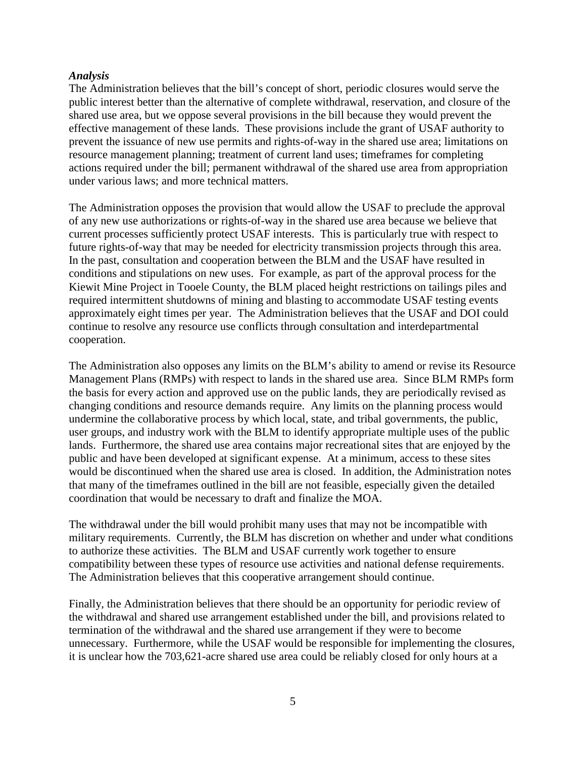***Analysis***

The Administration believes that the bill's concept of short, periodic closures would serve the public interest better than the alternative of complete withdrawal, reservation, and closure of the shared use area, but we oppose several provisions in the bill because they would prevent the effective management of these lands. These provisions include the grant of USAF authority to prevent the issuance of new use permits and rights-of-way in the shared use area; limitations on resource management planning; treatment of current land uses; timeframes for completing actions required under the bill; permanent withdrawal of the shared use area from appropriation under various laws; and more technical matters.

The Administration opposes the provision that would allow the USAF to preclude the approval of any new use authorizations or rights-of-way in the shared use area because we believe that current processes sufficiently protect USAF interests. This is particularly true with respect to future rights-of-way that may be needed for electricity transmission projects through this area. In the past, consultation and cooperation between the BLM and the USAF have resulted in conditions and stipulations on new uses. For example, as part of the approval process for the Kiewit Mine Project in Tooele County, the BLM placed height restrictions on tailings piles and required intermittent shutdowns of mining and blasting to accommodate USAF testing events approximately eight times per year. The Administration believes that the USAF and DOI could continue to resolve any resource use conflicts through consultation and interdepartmental cooperation.

The Administration also opposes any limits on the BLM's ability to amend or revise its Resource Management Plans (RMPs) with respect to lands in the shared use area. Since BLM RMPs form the basis for every action and approved use on the public lands, they are periodically revised as changing conditions and resource demands require. Any limits on the planning process would undermine the collaborative process by which local, state, and tribal governments, the public, user groups, and industry work with the BLM to identify appropriate multiple uses of the public lands. Furthermore, the shared use area contains major recreational sites that are enjoyed by the public and have been developed at significant expense. At a minimum, access to these sites would be discontinued when the shared use area is closed. In addition, the Administration notes that many of the timeframes outlined in the bill are not feasible, especially given the detailed coordination that would be necessary to draft and finalize the MOA.

The withdrawal under the bill would prohibit many uses that may not be incompatible with military requirements. Currently, the BLM has discretion on whether and under what conditions to authorize these activities. The BLM and USAF currently work together to ensure compatibility between these types of resource use activities and national defense requirements. The Administration believes that this cooperative arrangement should continue.

Finally, the Administration believes that there should be an opportunity for periodic review of the withdrawal and shared use arrangement established under the bill, and provisions related to termination of the withdrawal and the shared use arrangement if they were to become unnecessary. Furthermore, while the USAF would be responsible for implementing the closures, it is unclear how the 703,621-acre shared use area could be reliably closed for only hours at a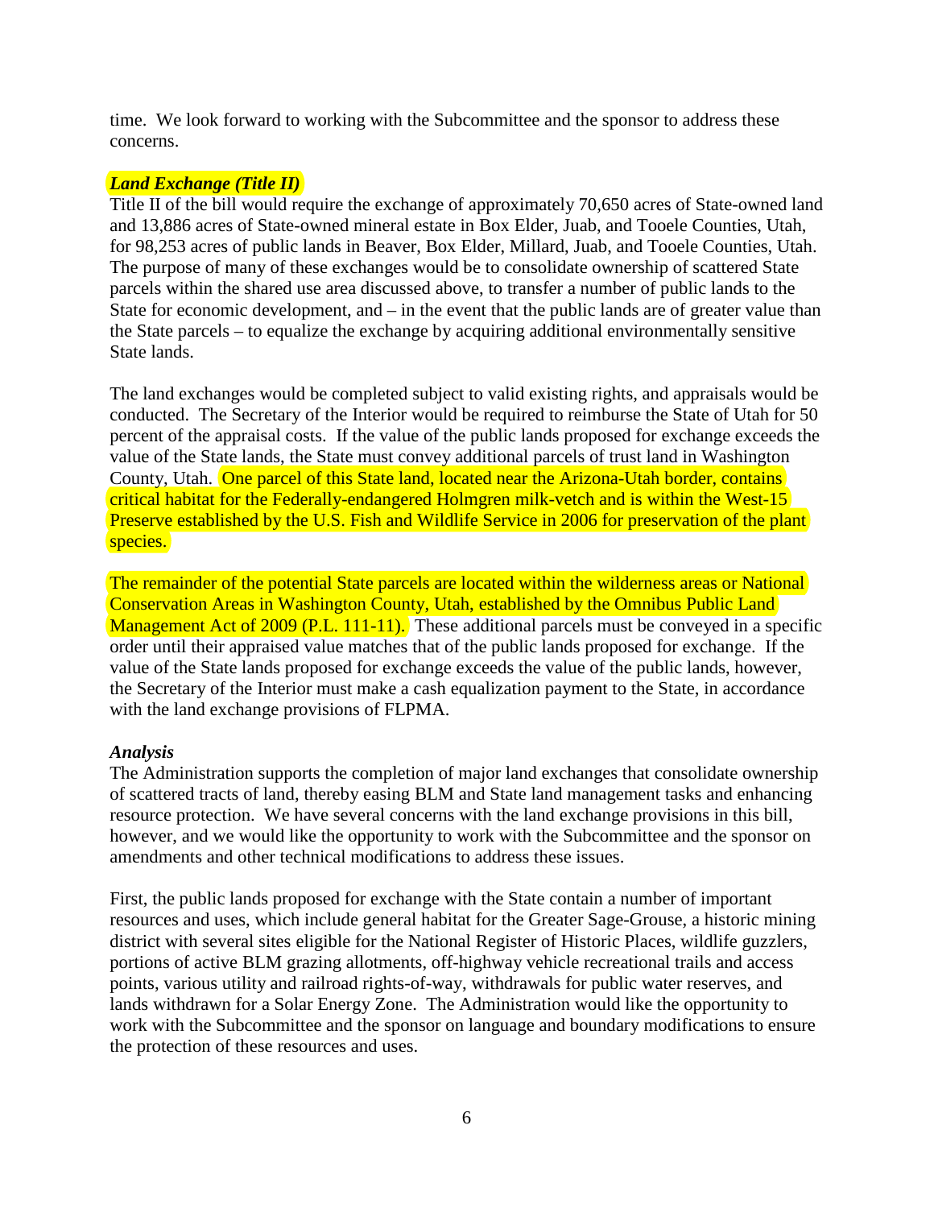time. We look forward to working with the Subcommittee and the sponsor to address these concerns.

***Land Exchange (Title II)***

Title II of the bill would require the exchange of approximately 70,650 acres of State-owned land and 13,886 acres of State-owned mineral estate in Box Elder, Juab, and Tooele Counties, Utah, for 98,253 acres of public lands in Beaver, Box Elder, Millard, Juab, and Tooele Counties, Utah. The purpose of many of these exchanges would be to consolidate ownership of scattered State parcels within the shared use area discussed above, to transfer a number of public lands to the State for economic development, and – in the event that the public lands are of greater value than the State parcels – to equalize the exchange by acquiring additional environmentally sensitive State lands.

The land exchanges would be completed subject to valid existing rights, and appraisals would be conducted. The Secretary of the Interior would be required to reimburse the State of Utah for 50 percent of the appraisal costs. If the value of the public lands proposed for exchange exceeds the value of the State lands, the State must convey additional parcels of trust land in Washington County, Utah. One parcel of this State land, located near the Arizona-Utah border, contains critical habitat for the Federally-endangered Holmgren milk-vetch and is within the West-15 Preserve established by the U.S. Fish and Wildlife Service in 2006 for preservation of the plant species.

The remainder of the potential State parcels are located within the wilderness areas or National Conservation Areas in Washington County, Utah, established by the Omnibus Public Land Management Act of 2009 (P.L. 111-11). These additional parcels must be conveyed in a specific order until their appraised value matches that of the public lands proposed for exchange. If the value of the State lands proposed for exchange exceeds the value of the public lands, however, the Secretary of the Interior must make a cash equalization payment to the State, in accordance with the land exchange provisions of FLPMA.

***Analysis***

The Administration supports the completion of major land exchanges that consolidate ownership of scattered tracts of land, thereby easing BLM and State land management tasks and enhancing resource protection. We have several concerns with the land exchange provisions in this bill, however, and we would like the opportunity to work with the Subcommittee and the sponsor on amendments and other technical modifications to address these issues.

First, the public lands proposed for exchange with the State contain a number of important resources and uses, which include general habitat for the Greater Sage-Grouse, a historic mining district with several sites eligible for the National Register of Historic Places, wildlife guzzlers, portions of active BLM grazing allotments, off-highway vehicle recreational trails and access points, various utility and railroad rights-of-way, withdrawals for public water reserves, and lands withdrawn for a Solar Energy Zone. The Administration would like the opportunity to work with the Subcommittee and the sponsor on language and boundary modifications to ensure the protection of these resources and uses.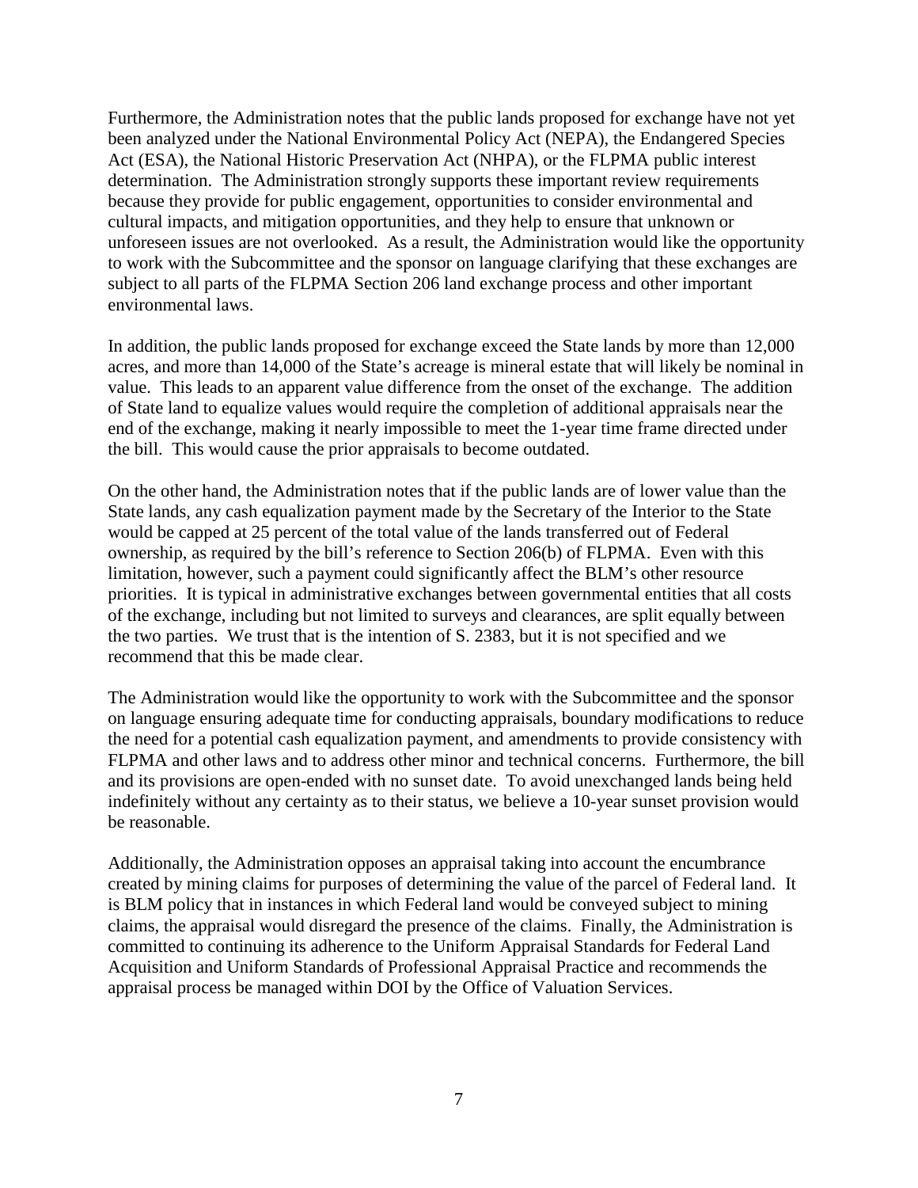Furthermore, the Administration notes that the public lands proposed for exchange have not yet been analyzed under the National Environmental Policy Act (NEPA), the Endangered Species Act (ESA), the National Historic Preservation Act (NHPA), or the FLPMA public interest determination. The Administration strongly supports these important review requirements because they provide for public engagement, opportunities to consider environmental and cultural impacts, and mitigation opportunities, and they help to ensure that unknown or unforeseen issues are not overlooked. As a result, the Administration would like the opportunity to work with the Subcommittee and the sponsor on language clarifying that these exchanges are subject to all parts of the FLPMA Section 206 land exchange process and other important environmental laws.

In addition, the public lands proposed for exchange exceed the State lands by more than 12,000 acres, and more than 14,000 of the State's acreage is mineral estate that will likely be nominal in value. This leads to an apparent value difference from the onset of the exchange. The addition of State land to equalize values would require the completion of additional appraisals near the end of the exchange, making it nearly impossible to meet the 1-year time frame directed under the bill. This would cause the prior appraisals to become outdated.

On the other hand, the Administration notes that if the public lands are of lower value than the State lands, any cash equalization payment made by the Secretary of the Interior to the State would be capped at 25 percent of the total value of the lands transferred out of Federal ownership, as required by the bill's reference to Section 206(b) of FLPMA. Even with this limitation, however, such a payment could significantly affect the BLM's other resource priorities. It is typical in administrative exchanges between governmental entities that all costs of the exchange, including but not limited to surveys and clearances, are split equally between the two parties. We trust that is the intention of S. 2383, but it is not specified and we recommend that this be made clear.

The Administration would like the opportunity to work with the Subcommittee and the sponsor on language ensuring adequate time for conducting appraisals, boundary modifications to reduce the need for a potential cash equalization payment, and amendments to provide consistency with FLPMA and other laws and to address other minor and technical concerns. Furthermore, the bill and its provisions are open-ended with no sunset date. To avoid unexchanged lands being held indefinitely without any certainty as to their status, we believe a 10-year sunset provision would be reasonable.

Additionally, the Administration opposes an appraisal taking into account the encumbrance created by mining claims for purposes of determining the value of the parcel of Federal land. It is BLM policy that in instances in which Federal land would be conveyed subject to mining claims, the appraisal would disregard the presence of the claims. Finally, the Administration is committed to continuing its adherence to the Uniform Appraisal Standards for Federal Land Acquisition and Uniform Standards of Professional Appraisal Practice and recommends the appraisal process be managed within DOI by the Office of Valuation Services.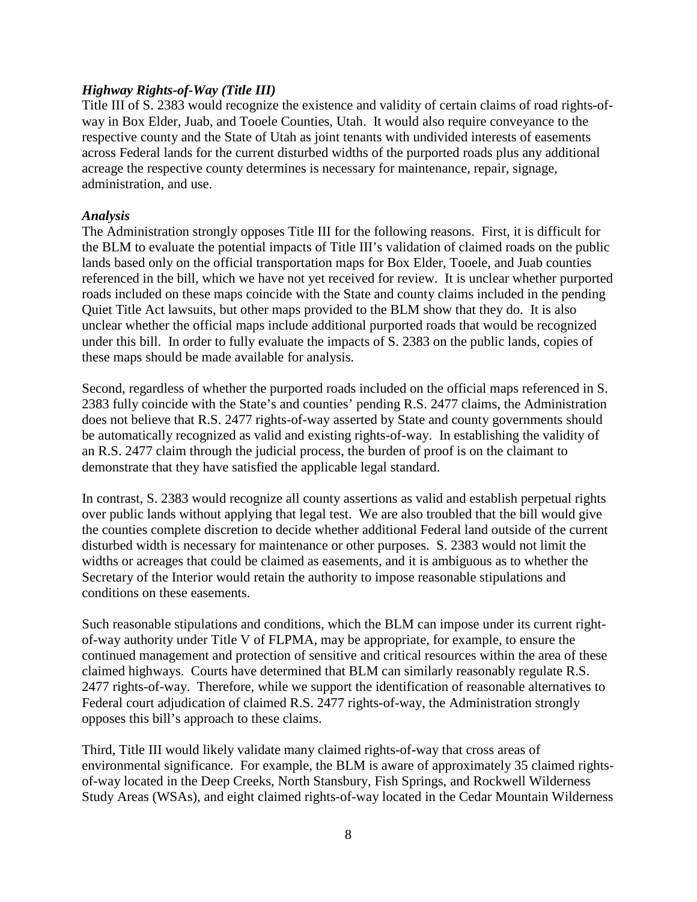***Highway Rights-of-Way (Title III)***

Title III of S. 2383 would recognize the existence and validity of certain claims of road rights-of-way in Box Elder, Juab, and Tooele Counties, Utah. It would also require conveyance to the respective county and the State of Utah as joint tenants with undivided interests of easements across Federal lands for the current disturbed widths of the purported roads plus any additional acreage the respective county determines is necessary for maintenance, repair, signage, administration, and use.

***Analysis***

The Administration strongly opposes Title III for the following reasons. First, it is difficult for the BLM to evaluate the potential impacts of Title III's validation of claimed roads on the public lands based only on the official transportation maps for Box Elder, Tooele, and Juab counties referenced in the bill, which we have not yet received for review. It is unclear whether purported roads included on these maps coincide with the State and county claims included in the pending Quiet Title Act lawsuits, but other maps provided to the BLM show that they do. It is also unclear whether the official maps include additional purported roads that would be recognized under this bill. In order to fully evaluate the impacts of S. 2383 on the public lands, copies of these maps should be made available for analysis.

Second, regardless of whether the purported roads included on the official maps referenced in S. 2383 fully coincide with the State's and counties' pending R.S. 2477 claims, the Administration does not believe that R.S. 2477 rights-of-way asserted by State and county governments should be automatically recognized as valid and existing rights-of-way. In establishing the validity of an R.S. 2477 claim through the judicial process, the burden of proof is on the claimant to demonstrate that they have satisfied the applicable legal standard.

In contrast, S. 2383 would recognize all county assertions as valid and establish perpetual rights over public lands without applying that legal test. We are also troubled that the bill would give the counties complete discretion to decide whether additional Federal land outside of the current disturbed width is necessary for maintenance or other purposes. S. 2383 would not limit the widths or acreages that could be claimed as easements, and it is ambiguous as to whether the Secretary of the Interior would retain the authority to impose reasonable stipulations and conditions on these easements.

Such reasonable stipulations and conditions, which the BLM can impose under its current right-of-way authority under Title V of FLPMA, may be appropriate, for example, to ensure the continued management and protection of sensitive and critical resources within the area of these claimed highways. Courts have determined that BLM can similarly reasonably regulate R.S. 2477 rights-of-way. Therefore, while we support the identification of reasonable alternatives to Federal court adjudication of claimed R.S. 2477 rights-of-way, the Administration strongly opposes this bill's approach to these claims.

Third, Title III would likely validate many claimed rights-of-way that cross areas of environmental significance. For example, the BLM is aware of approximately 35 claimed rights-of-way located in the Deep Creeks, North Stansbury, Fish Springs, and Rockwell Wilderness Study Areas (WSAs), and eight claimed rights-of-way located in the Cedar Mountain Wilderness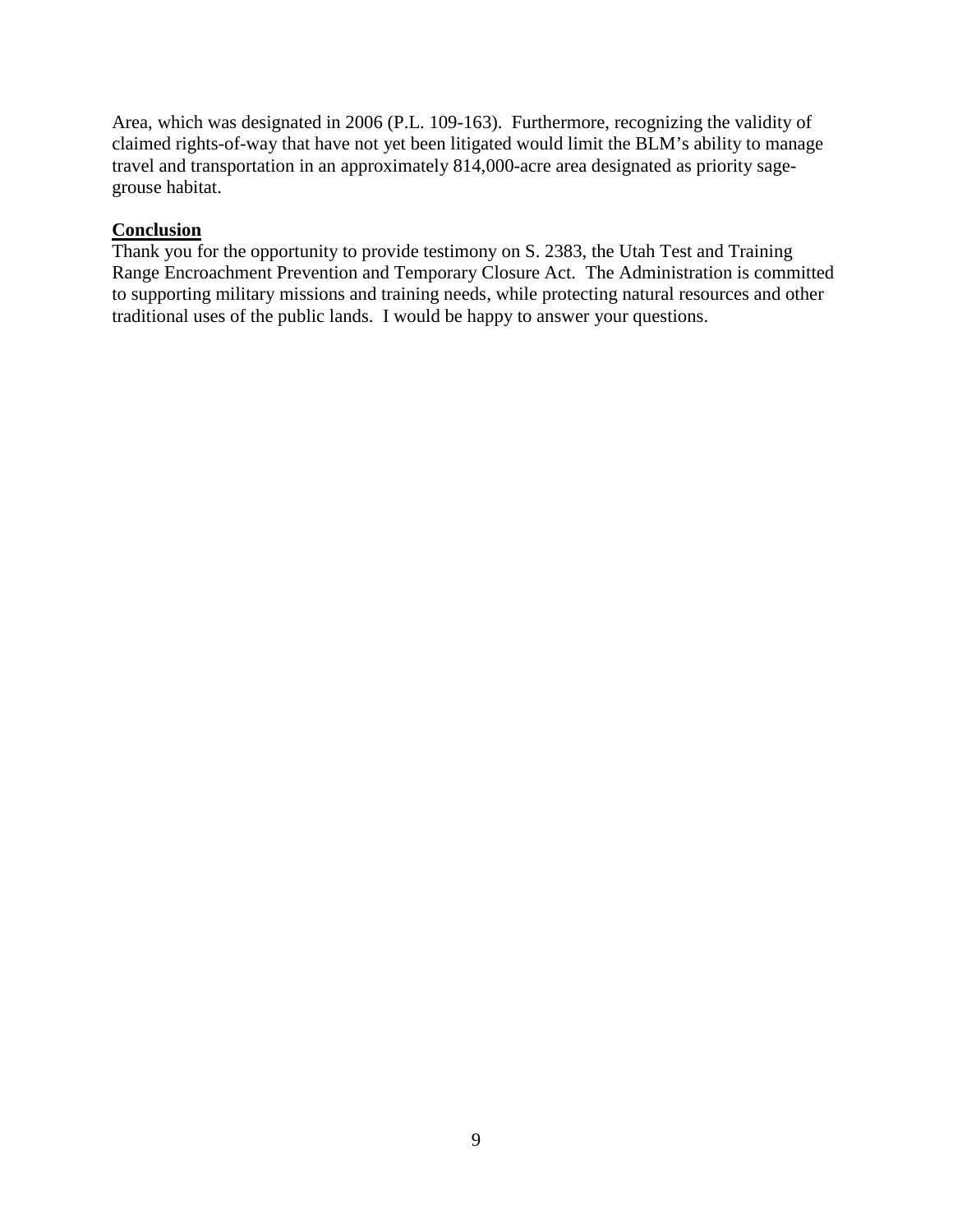Area, which was designated in 2006 (P.L. 109-163). Furthermore, recognizing the validity of claimed rights-of-way that have not yet been litigated would limit the BLM's ability to manage travel and transportation in an approximately 814,000-acre area designated as priority sage-grouse habitat.

**Conclusion**

Thank you for the opportunity to provide testimony on S. 2383, the Utah Test and Training Range Encroachment Prevention and Temporary Closure Act. The Administration is committed to supporting military missions and training needs, while protecting natural resources and other traditional uses of the public lands. I would be happy to answer your questions.